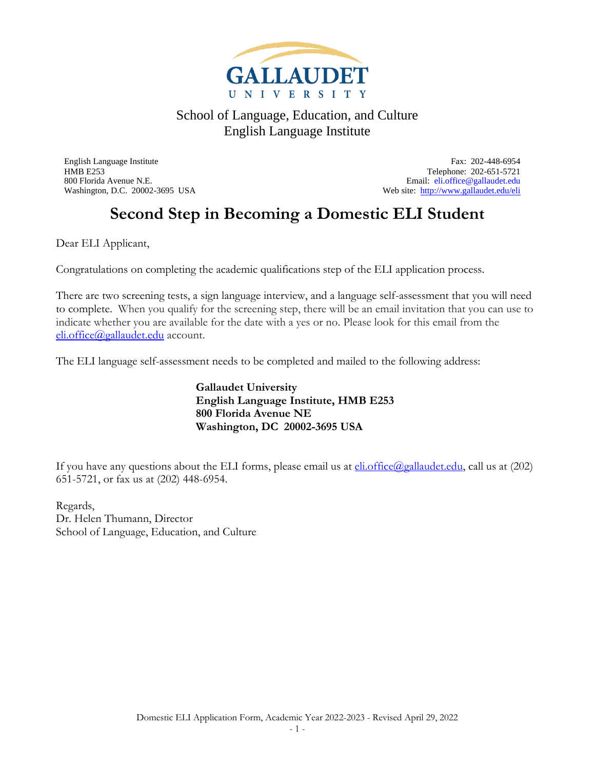GALLAUDET UNIVERSITY

School of Language, Education, and Culture
English Language Institute

English Language Institute
HMB E253
800 Florida Avenue N.E.
Washington, D.C. 20002-3695 USA

Fax: 202-448-6954
Telephone: 202-651-5721
Email: eli.office@gallaudet.edu
Web site: http://www.gallaudet.edu/eli

# Second Step in Becoming a Domestic ELI Student

Dear ELI Applicant,

Congratulations on completing the academic qualifications step of the ELI application process.

There are two screening tests, a sign language interview, and a language self-assessment that you will need to complete. When you qualify for the screening step, there will be an email invitation that you can use to indicate whether you are available for the date with a yes or no. Please look for this email from the eli.office@gallaudet.edu account.

The ELI language self-assessment needs to be completed and mailed to the following address:

**Gallaudet University**
**English Language Institute, HMB E253**
**800 Florida Avenue NE**
**Washington, DC 20002-3695 USA**

If you have any questions about the ELI forms, please email us at eli.office@gallaudet.edu, call us at (202) 651-5721, or fax us at (202) 448-6954.

Regards,
Dr. Helen Thumann, Director
School of Language, Education, and Culture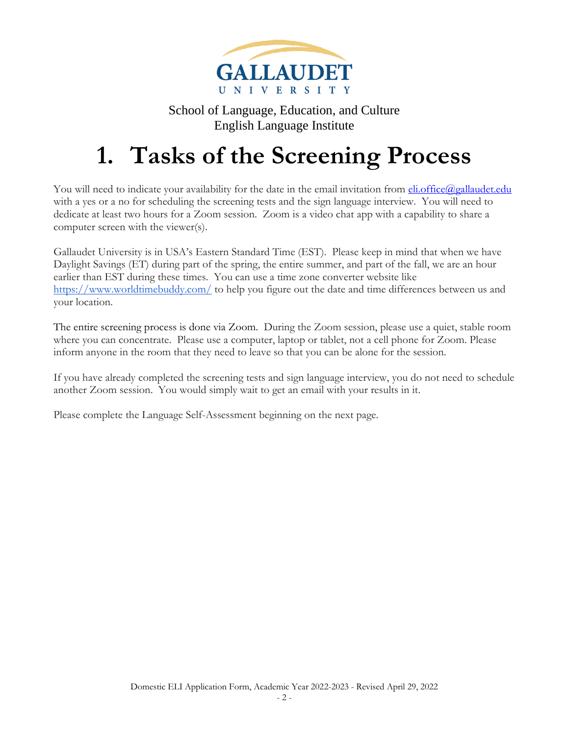GALLAUDET UNIVERSITY

School of Language, Education, and Culture
English Language Institute

# 1. Tasks of the Screening Process

You will need to indicate your availability for the date in the email invitation from eli.office@gallaudet.edu with a yes or a no for scheduling the screening tests and the sign language interview. You will need to dedicate at least two hours for a Zoom session. Zoom is a video chat app with a capability to share a computer screen with the viewer(s).

Gallaudet University is in USA's Eastern Standard Time (EST). Please keep in mind that when we have Daylight Savings (ET) during part of the spring, the entire summer, and part of the fall, we are an hour earlier than EST during these times. You can use a time zone converter website like https://www.worldtimebuddy.com/ to help you figure out the date and time differences between us and your location.

The entire screening process is done via Zoom. During the Zoom session, please use a quiet, stable room where you can concentrate. Please use a computer, laptop or tablet, not a cell phone for Zoom. Please inform anyone in the room that they need to leave so that you can be alone for the session.

If you have already completed the screening tests and sign language interview, you do not need to schedule another Zoom session. You would simply wait to get an email with your results in it.

Please complete the Language Self-Assessment beginning on the next page.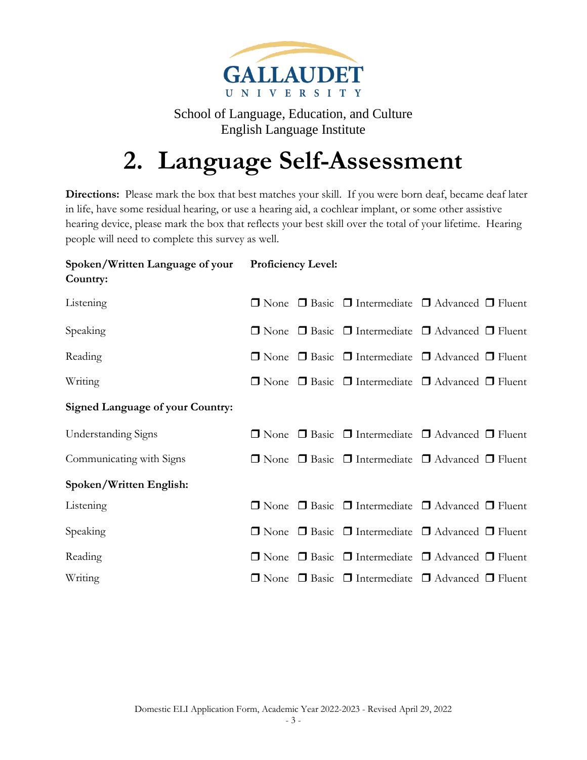GALLAUDET UNIVERSITY

School of Language, Education, and Culture
English Language Institute

# 2. Language Self-Assessment

**Directions:** Please mark the box that best matches your skill. If you were born deaf, became deaf later in life, have some residual hearing, or use a hearing aid, a cochlear implant, or some other assistive hearing device, please mark the box that reflects your best skill over the total of your lifetime. Hearing people will need to complete this survey as well.

| **Spoken/Written Language of your Country:** | **Proficiency Level:** |
|---|---|
| Listening | ❒ None ❒ Basic ❒ Intermediate ❒ Advanced ❒ Fluent |
| Speaking | ❒ None ❒ Basic ❒ Intermediate ❒ Advanced ❒ Fluent |
| Reading | ❒ None ❒ Basic ❒ Intermediate ❒ Advanced ❒ Fluent |
| Writing | ❒ None ❒ Basic ❒ Intermediate ❒ Advanced ❒ Fluent |
| **Signed Language of your Country:** | |
| Understanding Signs | ❒ None ❒ Basic ❒ Intermediate ❒ Advanced ❒ Fluent |
| Communicating with Signs | ❒ None ❒ Basic ❒ Intermediate ❒ Advanced ❒ Fluent |
| **Spoken/Written English:** | |
| Listening | ❒ None ❒ Basic ❒ Intermediate ❒ Advanced ❒ Fluent |
| Speaking | ❒ None ❒ Basic ❒ Intermediate ❒ Advanced ❒ Fluent |
| Reading | ❒ None ❒ Basic ❒ Intermediate ❒ Advanced ❒ Fluent |
| Writing | ❒ None ❒ Basic ❒ Intermediate ❒ Advanced ❒ Fluent |

Domestic ELI Application Form, Academic Year 2022-2023 - Revised April 29, 2022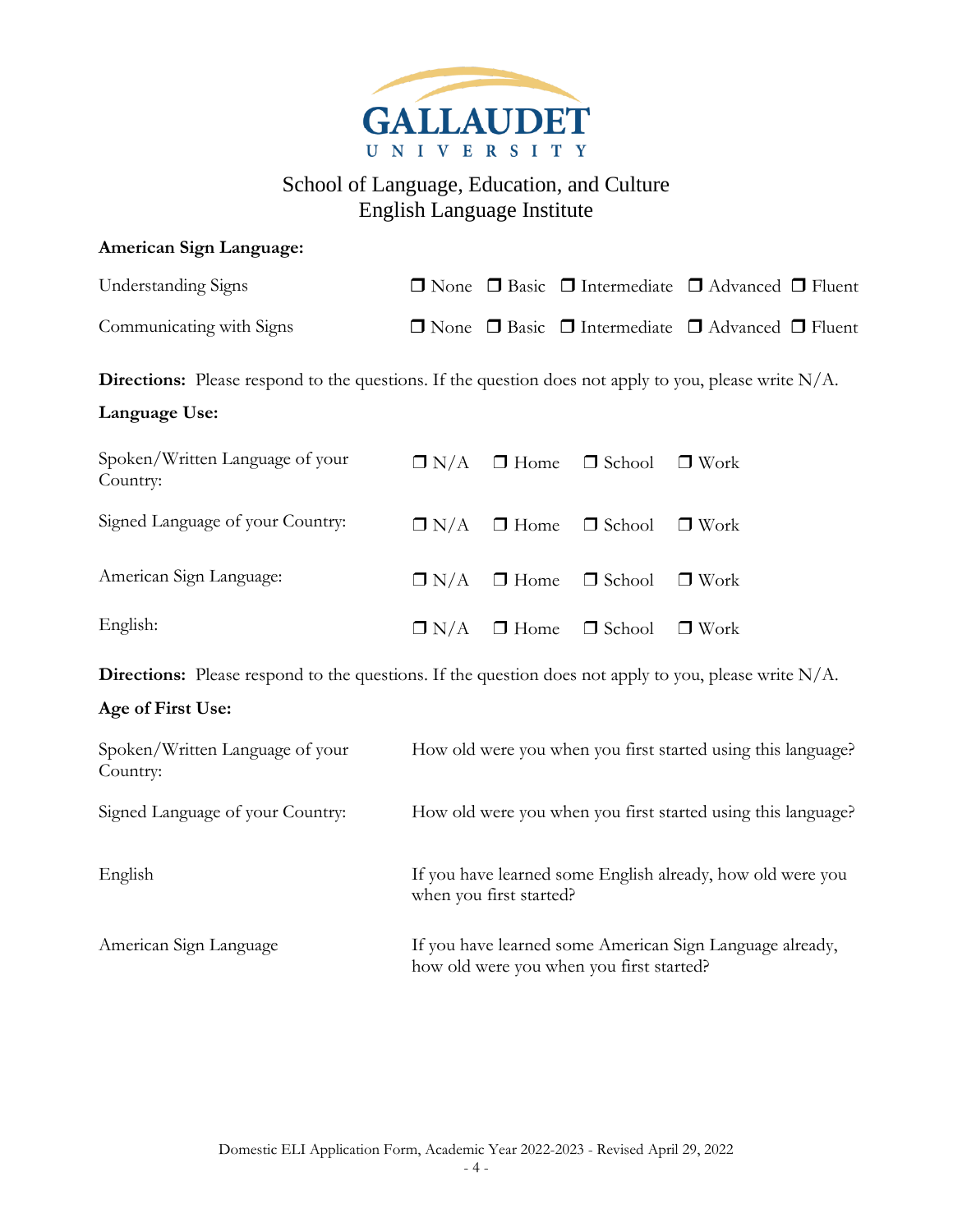# GALLAUDET UNIVERSITY

School of Language, Education, and Culture
English Language Institute

**American Sign Language:**

| | |
|---|---|
| Understanding Signs | ❐ None ❐ Basic ❐ Intermediate ❐ Advanced ❐ Fluent |
| Communicating with Signs | ❐ None ❐ Basic ❐ Intermediate ❐ Advanced ❐ Fluent |

**Directions:** Please respond to the questions. If the question does not apply to you, please write N/A.

**Language Use:**

| | |
|---|---|
| Spoken/Written Language of your Country: | ❐ N/A ❐ Home ❐ School ❐ Work |
| Signed Language of your Country: | ❐ N/A ❐ Home ❐ School ❐ Work |
| American Sign Language: | ❐ N/A ❐ Home ❐ School ❐ Work |
| English: | ❐ N/A ❐ Home ❐ School ❐ Work |

**Directions:** Please respond to the questions. If the question does not apply to you, please write N/A.

**Age of First Use:**

| | |
|---|---|
| Spoken/Written Language of your Country: | How old were you when you first started using this language? |
| Signed Language of your Country: | How old were you when you first started using this language? |
| English | If you have learned some English already, how old were you when you first started? |
| American Sign Language | If you have learned some American Sign Language already, how old were you when you first started? |

Domestic ELI Application Form, Academic Year 2022-2023 - Revised April 29, 2022